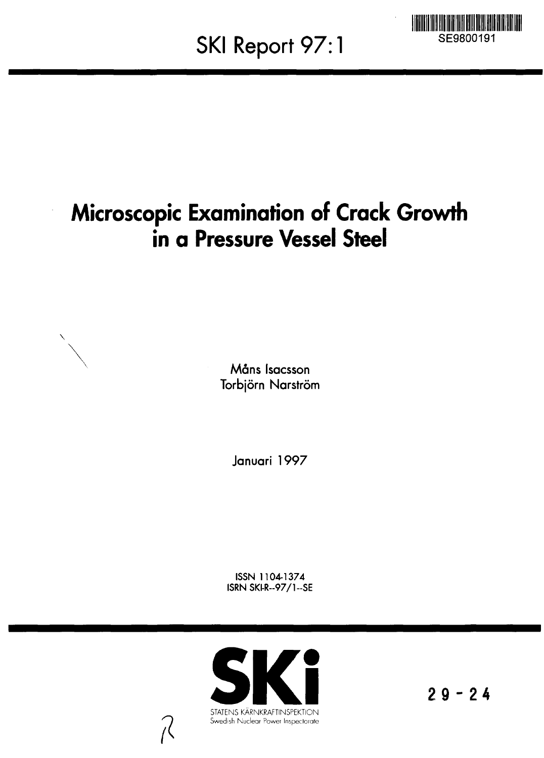SE9800191

# SKI Report 97:1

# Microscopic Examination of Crack Growth in a Pressure Vessel Steel

Måns Isacsson
Torbjörn Narström

Januari 1997

ISSN 1104-1374
ISRN SKI-R--97/1--SE

SKi
STATENS KÄRNKRAFTINSPEKTION
Swedish Nuclear Power Inspectorate

29-24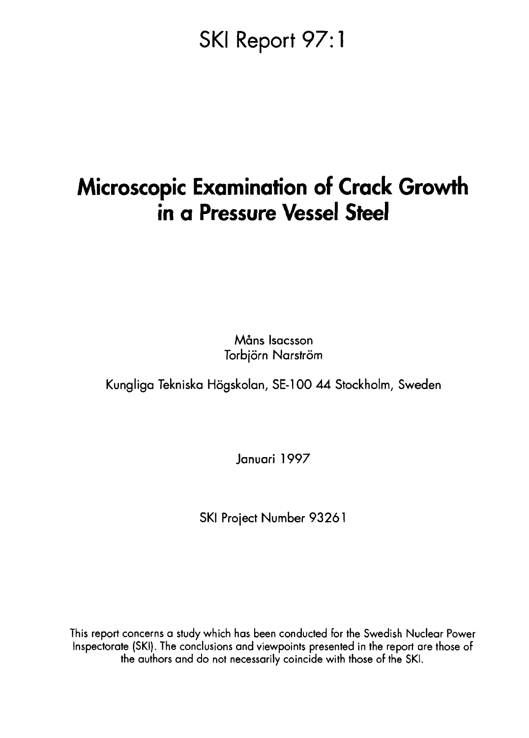# SKI Report 97:1

# Microscopic Examination of Crack Growth in a Pressure Vessel Steel

Måns Isacsson
Torbjörn Narström

Kungliga Tekniska Högskolan, SE-100 44 Stockholm, Sweden

Januari 1997

SKI Project Number 93261

This report concerns a study which has been conducted for the Swedish Nuclear Power Inspectorate (SKI). The conclusions and viewpoints presented in the report are those of the authors and do not necessarily coincide with those of the SKI.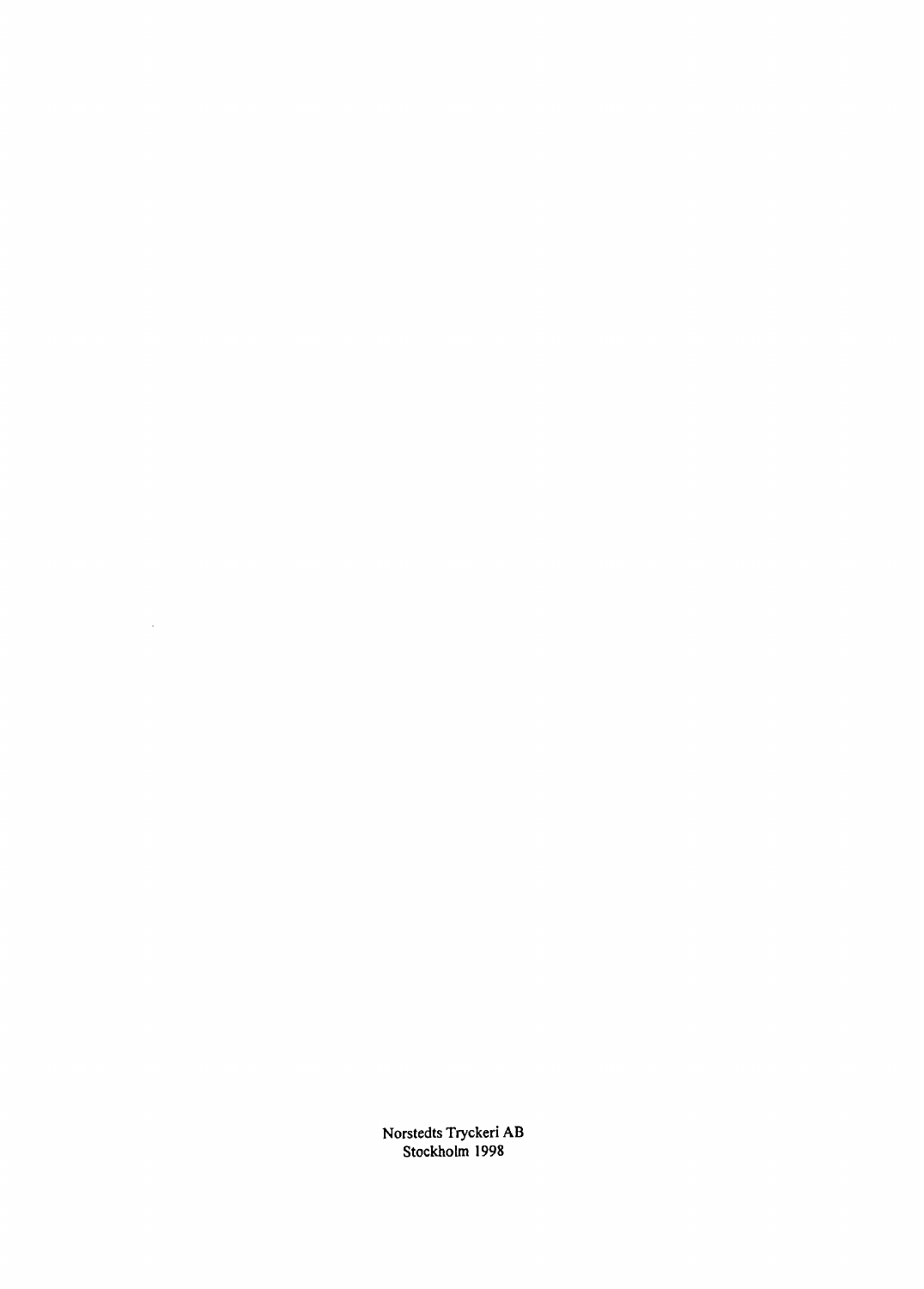Norstedts Tryckeri AB
Stockholm 1998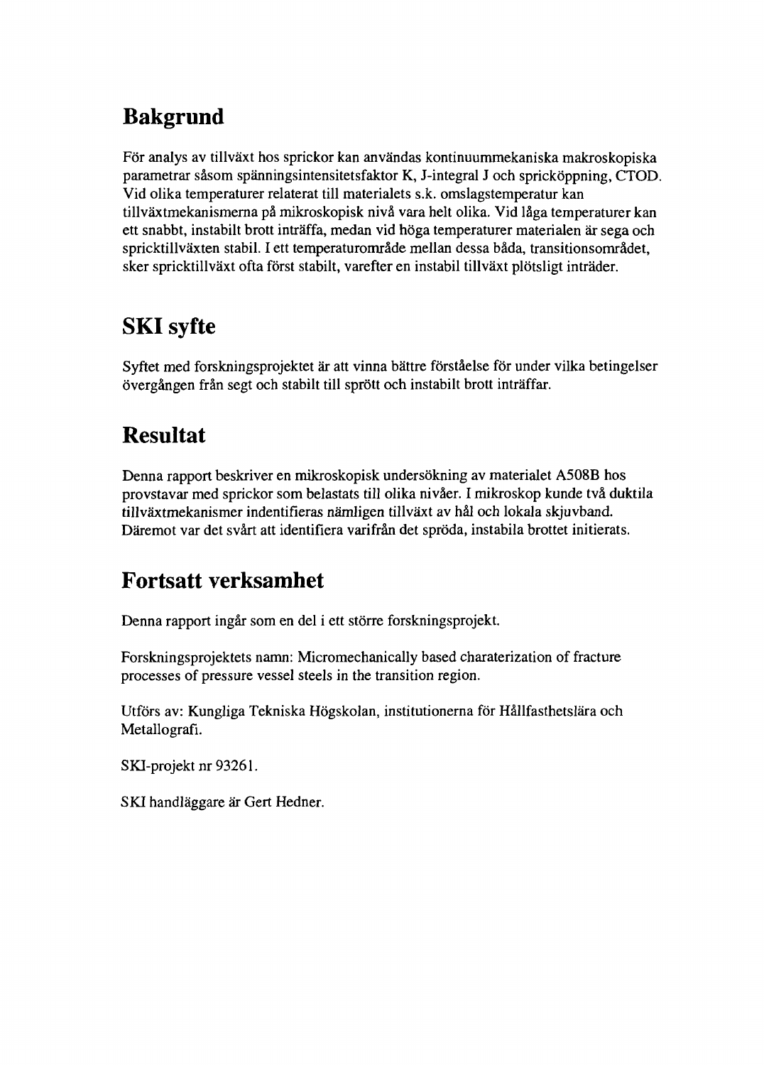## Bakgrund

För analys av tillväxt hos sprickor kan användas kontinuummekaniska makroskopiska parametrar såsom spänningsintensitetsfaktor K, J-integral J och spricköppning, CTOD. Vid olika temperaturer relaterat till materialets s.k. omslagstemperatur kan tillväxtmekanismerna på mikroskopisk nivå vara helt olika. Vid låga temperaturer kan ett snabbt, instabilt brott inträffa, medan vid höga temperaturer materialen är sega och spricktillväxten stabil. I ett temperaturområde mellan dessa båda, transitionsområdet, sker spricktillväxt ofta först stabilt, varefter en instabil tillväxt plötsligt inträder.

## SKI syfte

Syftet med forskningsprojektet är att vinna bättre förståelse för under vilka betingelser övergången från segt och stabilt till sprött och instabilt brott inträffar.

## Resultat

Denna rapport beskriver en mikroskopisk undersökning av materialet A508B hos provstavar med sprickor som belastats till olika nivåer. I mikroskop kunde två duktila tillväxtmekanismer indentifieras nämligen tillväxt av hål och lokala skjuvband. Däremot var det svårt att identifiera varifrån det spröda, instabila brottet initierats.

## Fortsatt verksamhet

Denna rapport ingår som en del i ett större forskningsprojekt.

Forskningsprojektets namn: Micromechanically based charaterization of fracture processes of pressure vessel steels in the transition region.

Utförs av: Kungliga Tekniska Högskolan, institutionerna för Hållfasthetslära och Metallografi.

SKI-projekt nr 93261.

SKI handläggare är Gert Hedner.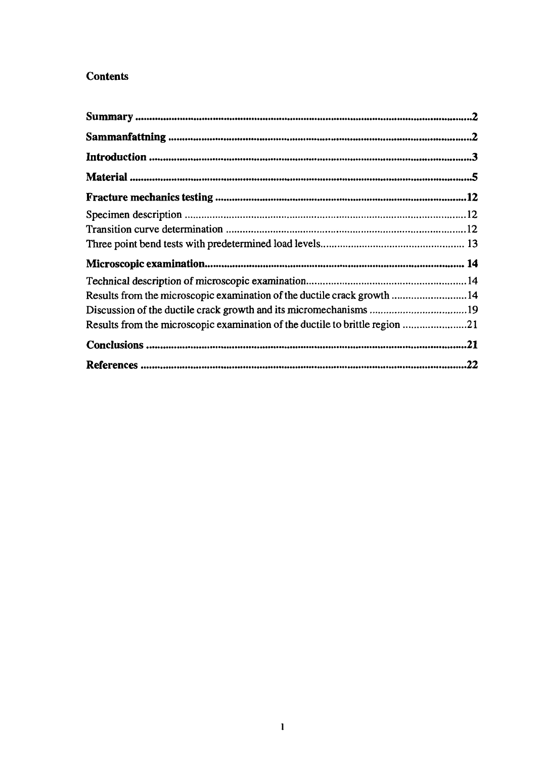## Contents

**Summary** ........................................................................................................................2

**Sammanfattning** ...............................................................................................................2

**Introduction** .....................................................................................................................3

**Material** ...........................................................................................................................5

**Fracture mechanics testing** ............................................................................................12

Specimen description .........................................................................................................12

Transition curve determination ..........................................................................................12

Three point bend tests with predetermined load levels......................................................13

**Microscopic examination**................................................................................................14

Technical description of microscopic examination............................................................14

Results from the microscopic examination of the ductile crack growth .............................14

Discussion of the ductile crack growth and its micromechanisms .....................................19

Results from the microscopic examination of the ductile to brittle region .........................21

**Conclusions** ....................................................................................................................21

**References** ......................................................................................................................22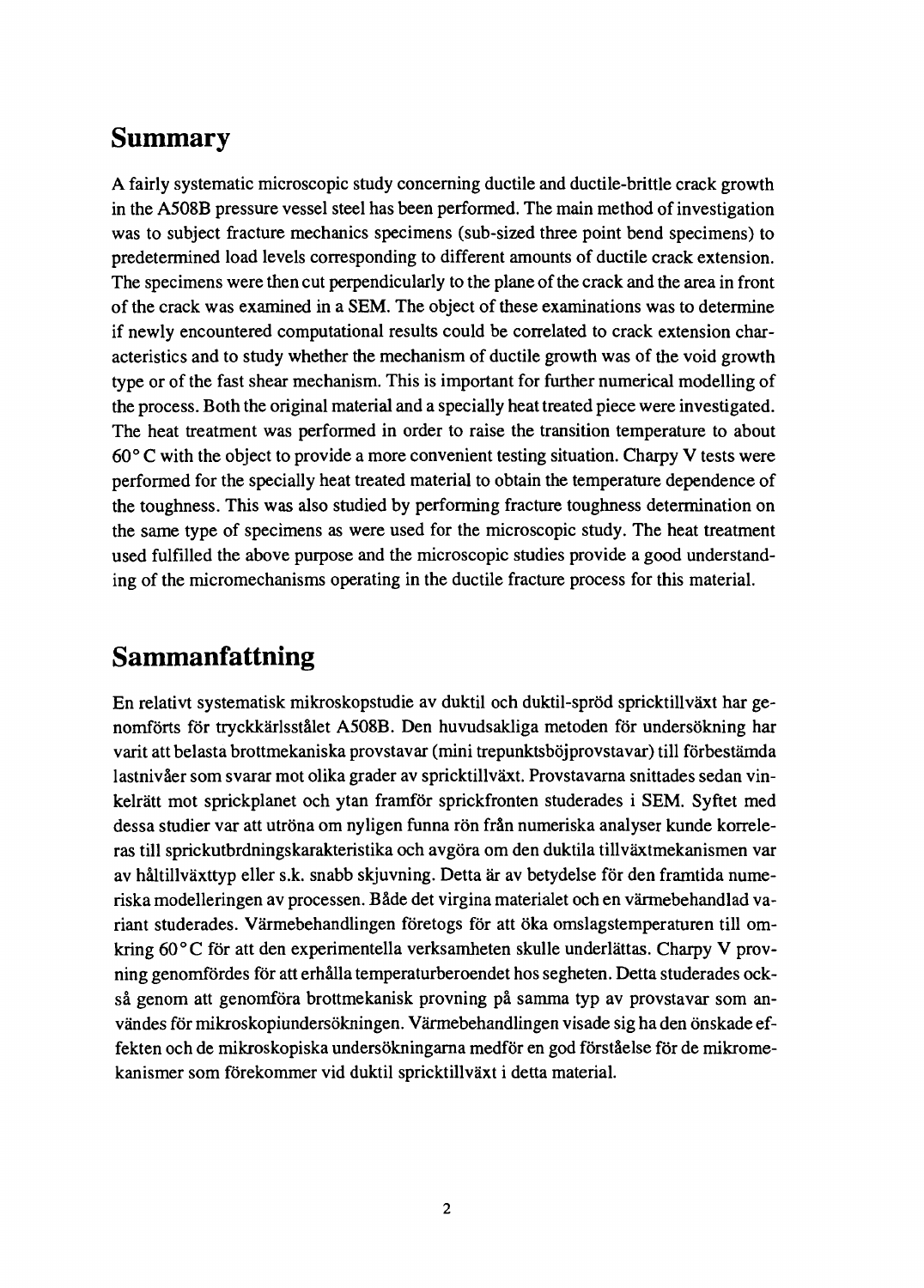## Summary

A fairly systematic microscopic study concerning ductile and ductile-brittle crack growth in the A508B pressure vessel steel has been performed. The main method of investigation was to subject fracture mechanics specimens (sub-sized three point bend specimens) to predetermined load levels corresponding to different amounts of ductile crack extension. The specimens were then cut perpendicularly to the plane of the crack and the area in front of the crack was examined in a SEM. The object of these examinations was to determine if newly encountered computational results could be correlated to crack extension characteristics and to study whether the mechanism of ductile growth was of the void growth type or of the fast shear mechanism. This is important for further numerical modelling of the process. Both the original material and a specially heat treated piece were investigated. The heat treatment was performed in order to raise the transition temperature to about 60° C with the object to provide a more convenient testing situation. Charpy V tests were performed for the specially heat treated material to obtain the temperature dependence of the toughness. This was also studied by performing fracture toughness determination on the same type of specimens as were used for the microscopic study. The heat treatment used fulfilled the above purpose and the microscopic studies provide a good understanding of the micromechanisms operating in the ductile fracture process for this material.

## Sammanfattning

En relativt systematisk mikroskopstudie av duktil och duktil-spröd spricktillväxt har genomförts för tryckkärlsstålet A508B. Den huvudsakliga metoden för undersökning har varit att belasta brottmekaniska provstavar (mini trepunktsböjprovstavar) till förbestämda lastnivåer som svarar mot olika grader av spricktillväxt. Provstavarna snittades sedan vinkelrätt mot sprickplanet och ytan framför sprickfronten studerades i SEM. Syftet med dessa studier var att utröna om nyligen funna rön från numeriska analyser kunde korreleras till sprickutbrdningskarakteristika och avgöra om den duktila tillväxtmekanismen var av håltillväxttyp eller s.k. snabb skjuvning. Detta är av betydelse för den framtida numeriska modelleringen av processen. Både det virgina materialet och en värmebehandlad variant studerades. Värmebehandlingen företogs för att öka omslagstemperaturen till omkring 60° C för att den experimentella verksamheten skulle underlättas. Charpy V provning genomfördes för att erhålla temperaturberoendet hos segheten. Detta studerades också genom att genomföra brottmekanisk provning på samma typ av provstavar som användes för mikroskopiundersökningen. Värmebehandlingen visade sig ha den önskade effekten och de mikroskopiska undersökningarna medför en god förståelse för de mikromekanismer som förekommer vid duktil spricktillväxt i detta material.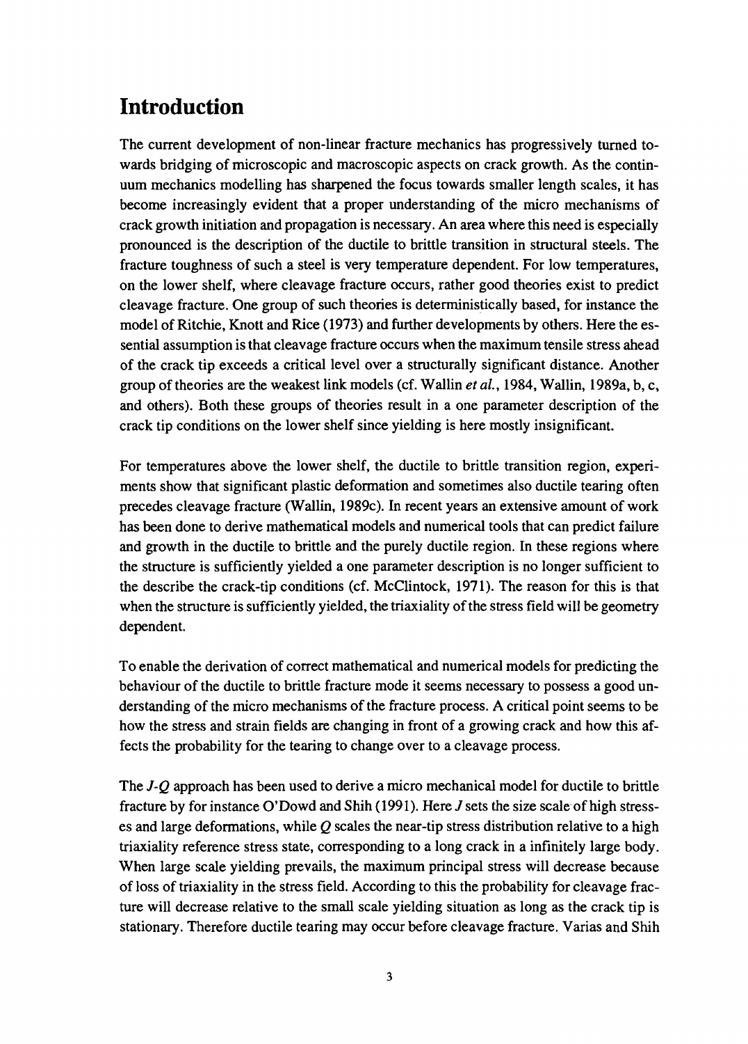# Introduction

The current development of non-linear fracture mechanics has progressively turned towards bridging of microscopic and macroscopic aspects on crack growth. As the continuum mechanics modelling has sharpened the focus towards smaller length scales, it has become increasingly evident that a proper understanding of the micro mechanisms of crack growth initiation and propagation is necessary. An area where this need is especially pronounced is the description of the ductile to brittle transition in structural steels. The fracture toughness of such a steel is very temperature dependent. For low temperatures, on the lower shelf, where cleavage fracture occurs, rather good theories exist to predict cleavage fracture. One group of such theories is deterministically based, for instance the model of Ritchie, Knott and Rice (1973) and further developments by others. Here the essential assumption is that cleavage fracture occurs when the maximum tensile stress ahead of the crack tip exceeds a critical level over a structurally significant distance. Another group of theories are the weakest link models (cf. Wallin *et al.*, 1984, Wallin, 1989a, b, c, and others). Both these groups of theories result in a one parameter description of the crack tip conditions on the lower shelf since yielding is here mostly insignificant.

For temperatures above the lower shelf, the ductile to brittle transition region, experiments show that significant plastic deformation and sometimes also ductile tearing often precedes cleavage fracture (Wallin, 1989c). In recent years an extensive amount of work has been done to derive mathematical models and numerical tools that can predict failure and growth in the ductile to brittle and the purely ductile region. In these regions where the structure is sufficiently yielded a one parameter description is no longer sufficient to the describe the crack-tip conditions (cf. McClintock, 1971). The reason for this is that when the structure is sufficiently yielded, the triaxiality of the stress field will be geometry dependent.

To enable the derivation of correct mathematical and numerical models for predicting the behaviour of the ductile to brittle fracture mode it seems necessary to possess a good understanding of the micro mechanisms of the fracture process. A critical point seems to be how the stress and strain fields are changing in front of a growing crack and how this affects the probability for the tearing to change over to a cleavage process.

The $J$-$Q$ approach has been used to derive a micro mechanical model for ductile to brittle fracture by for instance O'Dowd and Shih (1991). Here $J$ sets the size scale of high stresses and large deformations, while $Q$ scales the near-tip stress distribution relative to a high triaxiality reference stress state, corresponding to a long crack in a infinitely large body. When large scale yielding prevails, the maximum principal stress will decrease because of loss of triaxiality in the stress field. According to this the probability for cleavage fracture will decrease relative to the small scale yielding situation as long as the crack tip is stationary. Therefore ductile tearing may occur before cleavage fracture. Varias and Shih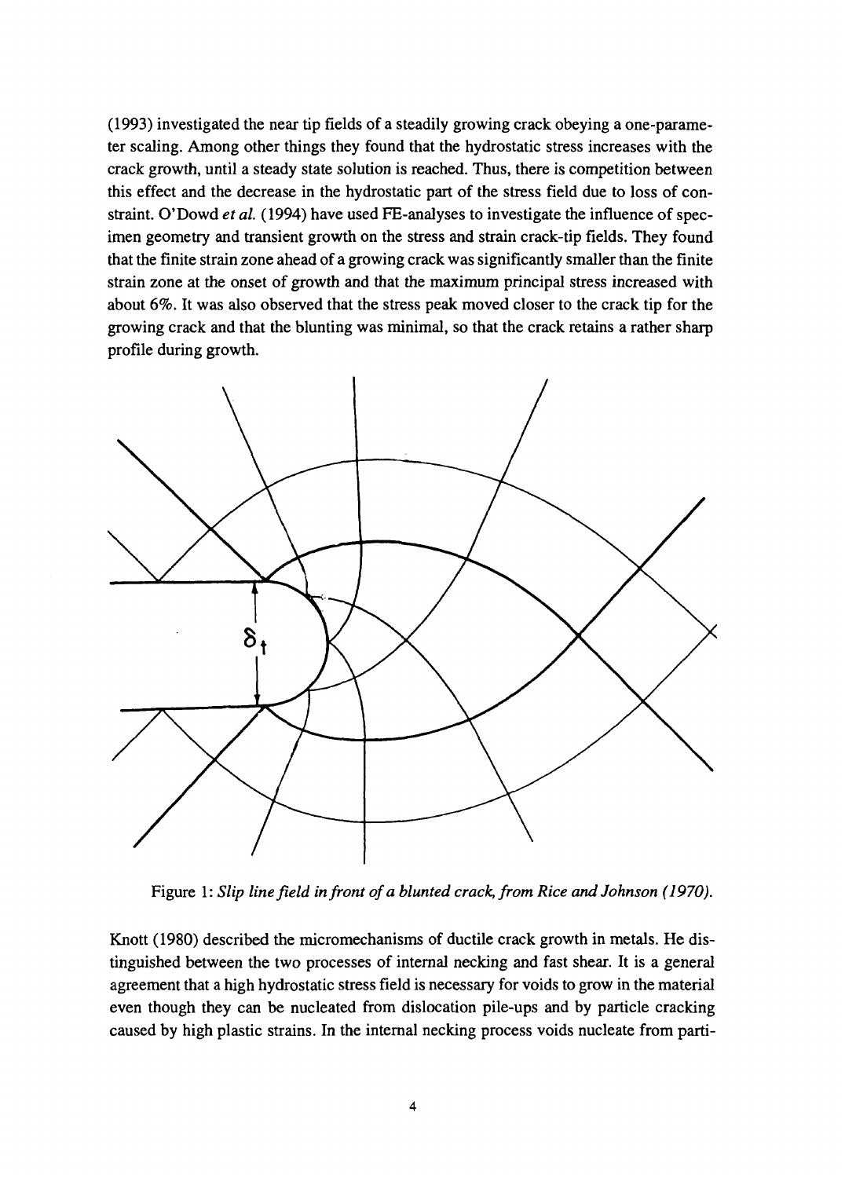(1993) investigated the near tip fields of a steadily growing crack obeying a one-parameter scaling. Among other things they found that the hydrostatic stress increases with the crack growth, until a steady state solution is reached. Thus, there is competition between this effect and the decrease in the hydrostatic part of the stress field due to loss of constraint. O'Dowd *et al.* (1994) have used FE-analyses to investigate the influence of specimen geometry and transient growth on the stress and strain crack-tip fields. They found that the finite strain zone ahead of a growing crack was significantly smaller than the finite strain zone at the onset of growth and that the maximum principal stress increased with about 6%. It was also observed that the stress peak moved closer to the crack tip for the growing crack and that the blunting was minimal, so that the crack retains a rather sharp profile during growth.

Figure 1: *Slip line field in front of a blunted crack, from Rice and Johnson (1970).*

Knott (1980) described the micromechanisms of ductile crack growth in metals. He distinguished between the two processes of internal necking and fast shear. It is a general agreement that a high hydrostatic stress field is necessary for voids to grow in the material even though they can be nucleated from dislocation pile-ups and by particle cracking caused by high plastic strains. In the internal necking process voids nucleate from parti-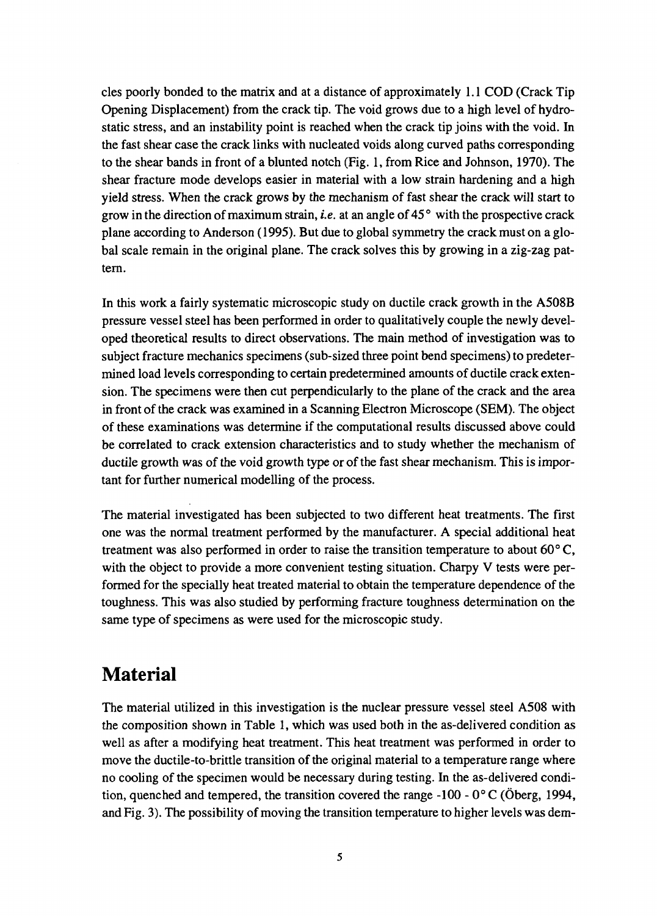cles poorly bonded to the matrix and at a distance of approximately 1.1 COD (Crack Tip Opening Displacement) from the crack tip. The void grows due to a high level of hydrostatic stress, and an instability point is reached when the crack tip joins with the void. In the fast shear case the crack links with nucleated voids along curved paths corresponding to the shear bands in front of a blunted notch (Fig. 1, from Rice and Johnson, 1970). The shear fracture mode develops easier in material with a low strain hardening and a high yield stress. When the crack grows by the mechanism of fast shear the crack will start to grow in the direction of maximum strain, *i.e.* at an angle of 45° with the prospective crack plane according to Anderson (1995). But due to global symmetry the crack must on a global scale remain in the original plane. The crack solves this by growing in a zig-zag pattern.

In this work a fairly systematic microscopic study on ductile crack growth in the A508B pressure vessel steel has been performed in order to qualitatively couple the newly developed theoretical results to direct observations. The main method of investigation was to subject fracture mechanics specimens (sub-sized three point bend specimens) to predetermined load levels corresponding to certain predetermined amounts of ductile crack extension. The specimens were then cut perpendicularly to the plane of the crack and the area in front of the crack was examined in a Scanning Electron Microscope (SEM). The object of these examinations was determine if the computational results discussed above could be correlated to crack extension characteristics and to study whether the mechanism of ductile growth was of the void growth type or of the fast shear mechanism. This is important for further numerical modelling of the process.

The material investigated has been subjected to two different heat treatments. The first one was the normal treatment performed by the manufacturer. A special additional heat treatment was also performed in order to raise the transition temperature to about 60° C, with the object to provide a more convenient testing situation. Charpy V tests were performed for the specially heat treated material to obtain the temperature dependence of the toughness. This was also studied by performing fracture toughness determination on the same type of specimens as were used for the microscopic study.

# Material

The material utilized in this investigation is the nuclear pressure vessel steel A508 with the composition shown in Table 1, which was used both in the as-delivered condition as well as after a modifying heat treatment. This heat treatment was performed in order to move the ductile-to-brittle transition of the original material to a temperature range where no cooling of the specimen would be necessary during testing. In the as-delivered condition, quenched and tempered, the transition covered the range -100 - 0° C (Öberg, 1994, and Fig. 3). The possibility of moving the transition temperature to higher levels was dem-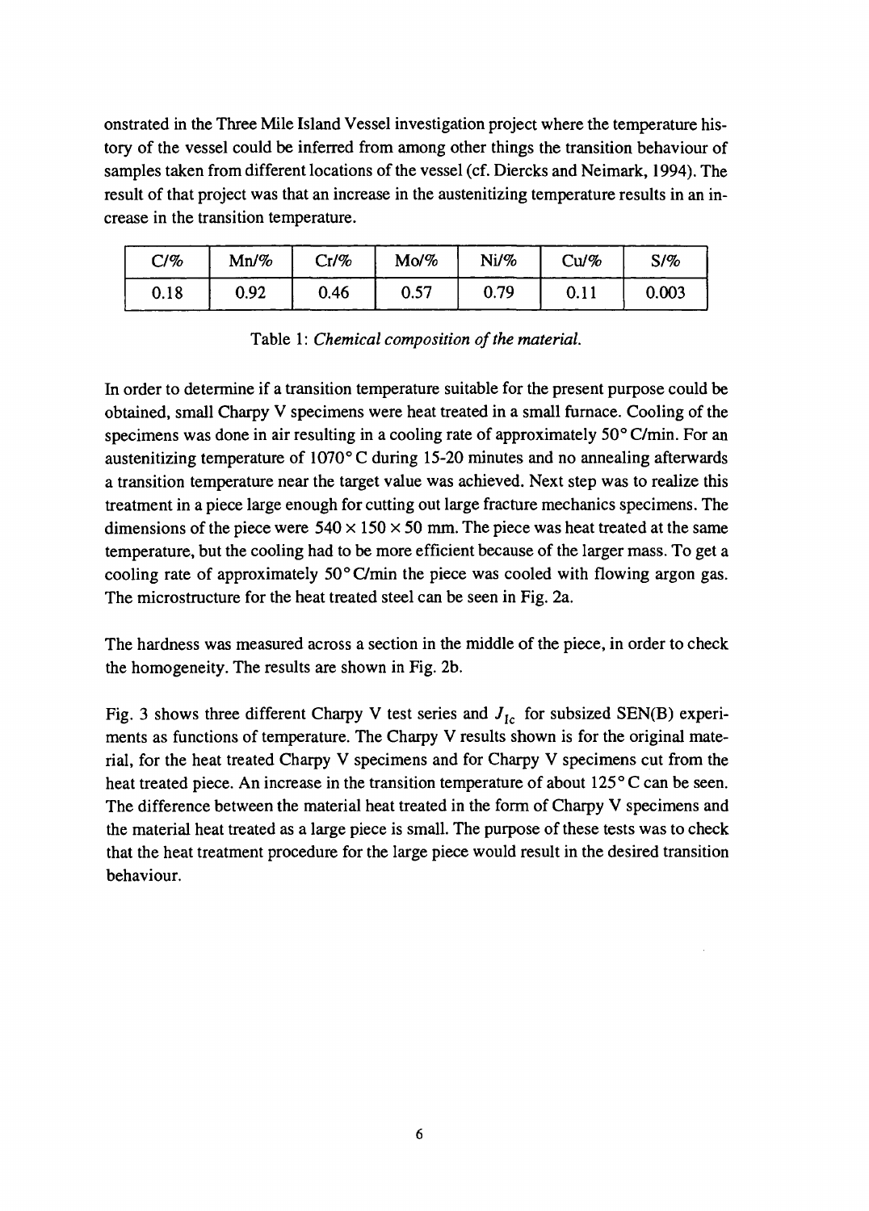onstrated in the Three Mile Island Vessel investigation project where the temperature history of the vessel could be inferred from among other things the transition behaviour of samples taken from different locations of the vessel (cf. Diercks and Neimark, 1994). The result of that project was that an increase in the austenitizing temperature results in an increase in the transition temperature.

| C/% | Mn/% | Cr/% | Mo/% | Ni/% | Cu/% | S/% |
|---|---|---|---|---|---|---|
| 0.18 | 0.92 | 0.46 | 0.57 | 0.79 | 0.11 | 0.003 |

Table 1: *Chemical composition of the material.*

In order to determine if a transition temperature suitable for the present purpose could be obtained, small Charpy V specimens were heat treated in a small furnace. Cooling of the specimens was done in air resulting in a cooling rate of approximately 50° C/min. For an austenitizing temperature of 1070° C during 15-20 minutes and no annealing afterwards a transition temperature near the target value was achieved. Next step was to realize this treatment in a piece large enough for cutting out large fracture mechanics specimens. The dimensions of the piece were $540 \times 150 \times 50$ mm. The piece was heat treated at the same temperature, but the cooling had to be more efficient because of the larger mass. To get a cooling rate of approximately 50° C/min the piece was cooled with flowing argon gas. The microstructure for the heat treated steel can be seen in Fig. 2a.

The hardness was measured across a section in the middle of the piece, in order to check the homogeneity. The results are shown in Fig. 2b.

Fig. 3 shows three different Charpy V test series and $J_{Ic}$ for subsized SEN(B) experiments as functions of temperature. The Charpy V results shown is for the original material, for the heat treated Charpy V specimens and for Charpy V specimens cut from the heat treated piece. An increase in the transition temperature of about 125° C can be seen. The difference between the material heat treated in the form of Charpy V specimens and the material heat treated as a large piece is small. The purpose of these tests was to check that the heat treatment procedure for the large piece would result in the desired transition behaviour.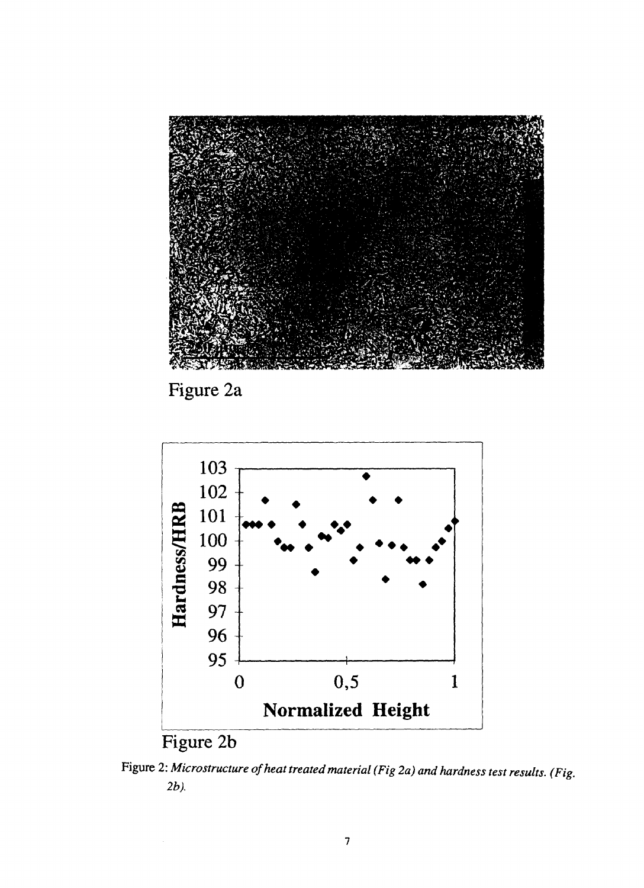Figure 2a

Figure 2b

Figure 2: *Microstructure of heat treated material (Fig 2a) and hardness test results. (Fig. 2b).*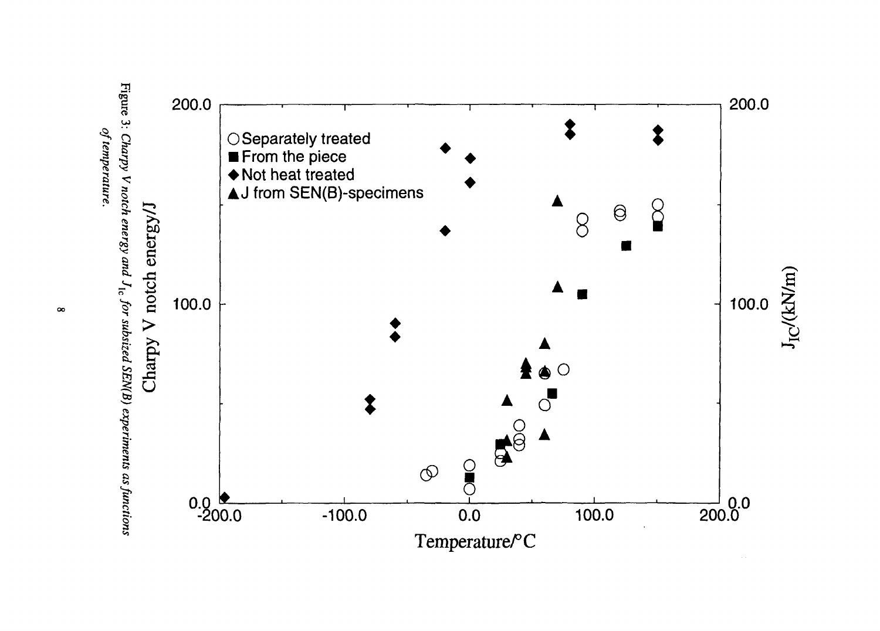Figure 3: *Charpy V notch energy and $J_{Ic}$ for subsized SEN(B) experiments as functions of temperature.*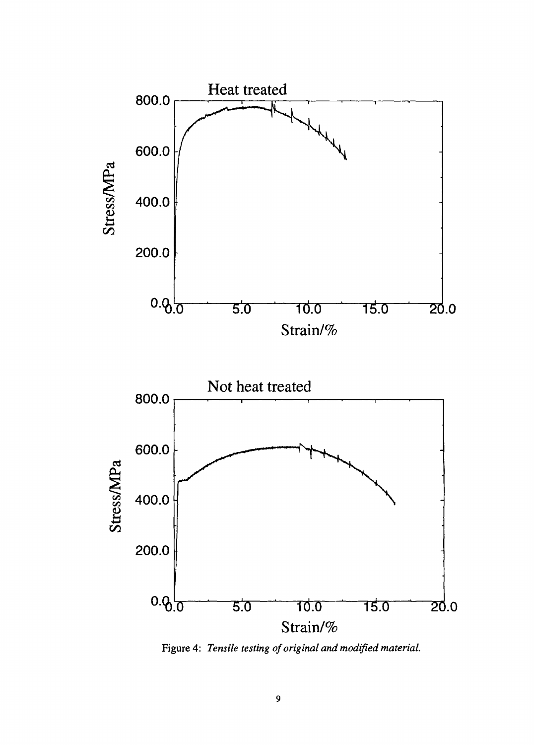Figure 4: *Tensile testing of original and modified material.*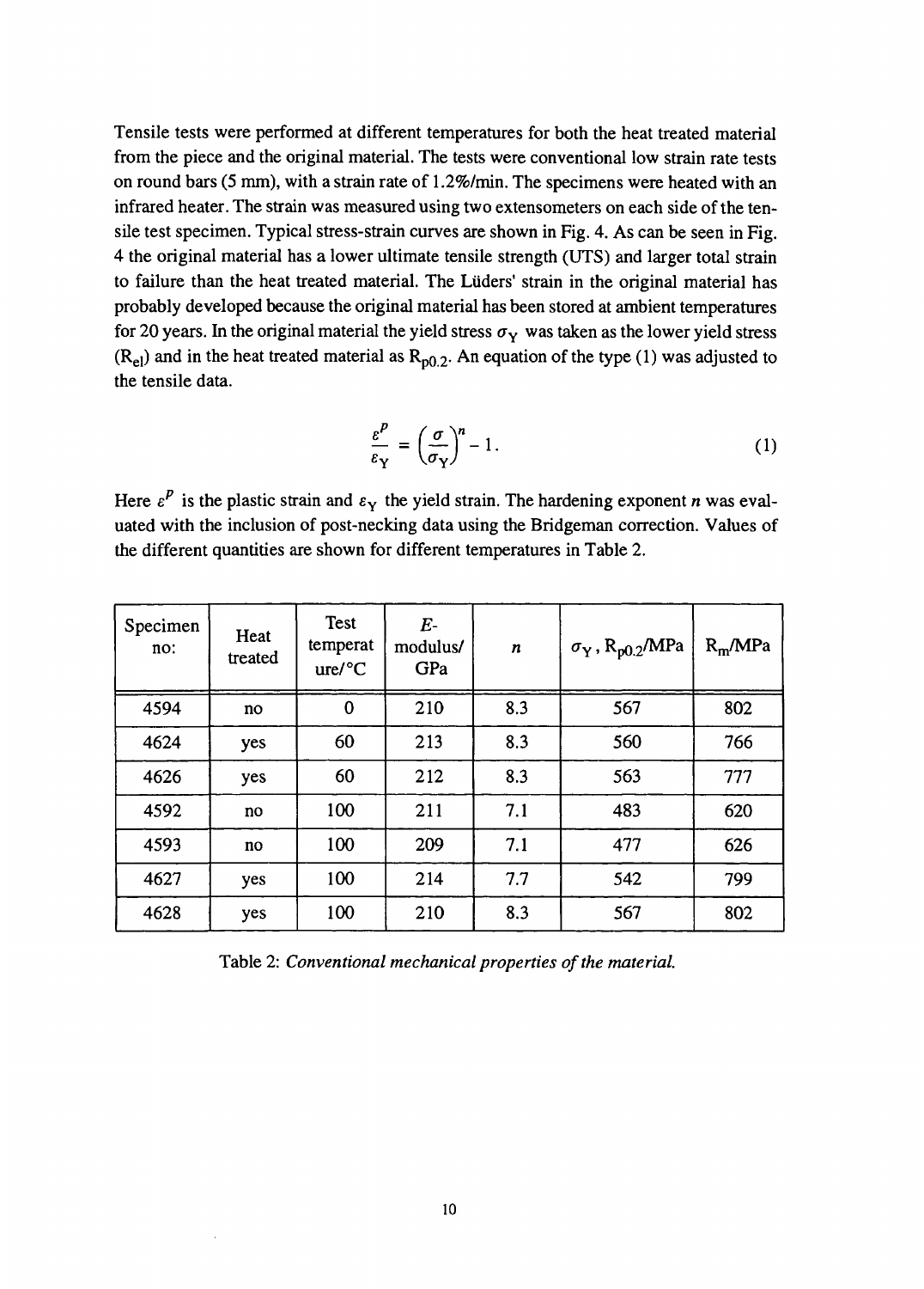Tensile tests were performed at different temperatures for both the heat treated material from the piece and the original material. The tests were conventional low strain rate tests on round bars (5 mm), with a strain rate of 1.2%/min. The specimens were heated with an infrared heater. The strain was measured using two extensometers on each side of the tensile test specimen. Typical stress-strain curves are shown in Fig. 4. As can be seen in Fig. 4 the original material has a lower ultimate tensile strength (UTS) and larger total strain to failure than the heat treated material. The Lüders' strain in the original material has probably developed because the original material has been stored at ambient temperatures for 20 years. In the original material the yield stress $\sigma_Y$ was taken as the lower yield stress ($R_{el}$) and in the heat treated material as $R_{p0.2}$. An equation of the type (1) was adjusted to the tensile data.

$$\frac{\varepsilon^P}{\varepsilon_Y} = \left(\frac{\sigma}{\sigma_Y}\right)^n - 1. \tag{1}$$

Here $\varepsilon^P$ is the plastic strain and $\varepsilon_Y$ the yield strain. The hardening exponent $n$ was evaluated with the inclusion of post-necking data using the Bridgeman correction. Values of the different quantities are shown for different temperatures in Table 2.

| Specimen no: | Heat treated | Test temperature/°C | $E$-modulus/ GPa | $n$ | $\sigma_Y$, $R_{p0.2}$/MPa | $R_m$/MPa |
|---|---|---|---|---|---|---|
| 4594 | no | 0 | 210 | 8.3 | 567 | 802 |
| 4624 | yes | 60 | 213 | 8.3 | 560 | 766 |
| 4626 | yes | 60 | 212 | 8.3 | 563 | 777 |
| 4592 | no | 100 | 211 | 7.1 | 483 | 620 |
| 4593 | no | 100 | 209 | 7.1 | 477 | 626 |
| 4627 | yes | 100 | 214 | 7.7 | 542 | 799 |
| 4628 | yes | 100 | 210 | 8.3 | 567 | 802 |

Table 2: *Conventional mechanical properties of the material.*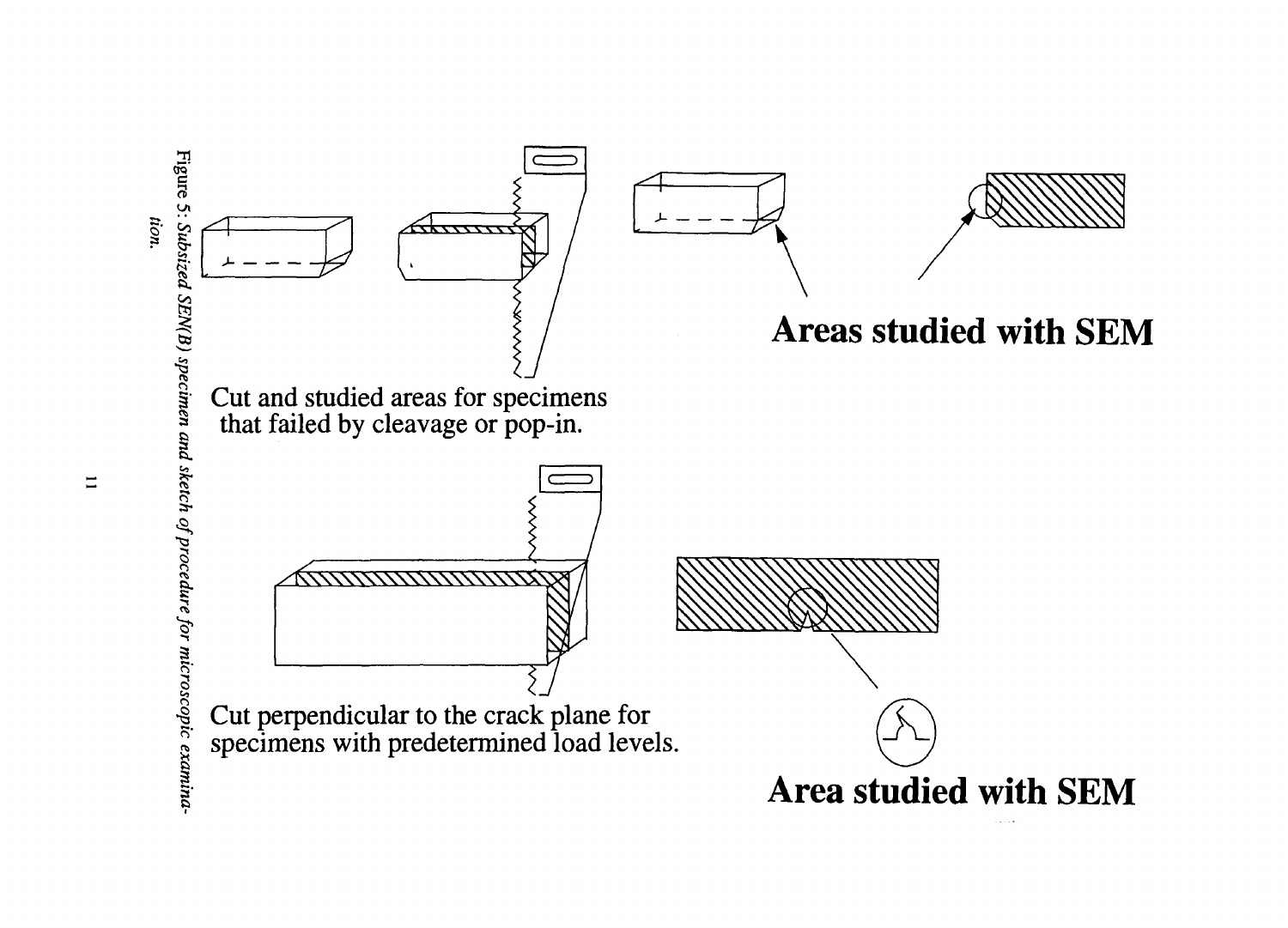Cut and studied areas for specimens that failed by cleavage or pop-in.

**Areas studied with SEM**

Cut perpendicular to the crack plane for specimens with predetermined load levels.

**Area studied with SEM**

*Figure 5: Subsized SEN(B) specimen and sketch of procedure for microscopic examination.*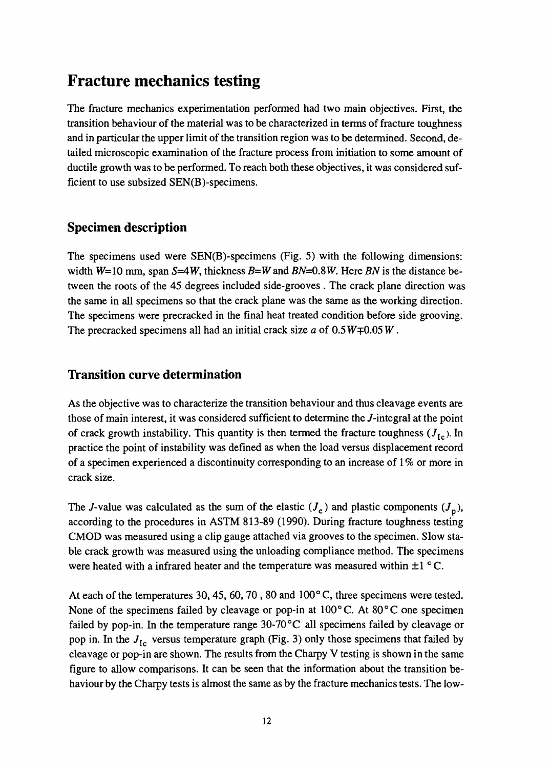# Fracture mechanics testing

The fracture mechanics experimentation performed had two main objectives. First, the transition behaviour of the material was to be characterized in terms of fracture toughness and in particular the upper limit of the transition region was to be determined. Second, detailed microscopic examination of the fracture process from initiation to some amount of ductile growth was to be performed. To reach both these objectives, it was considered sufficient to use subsized SEN(B)-specimens.

## Specimen description

The specimens used were SEN(B)-specimens (Fig. 5) with the following dimensions: width $W$=10 mm, span $S$=4$W$, thickness $B$=$W$ and $BN$=0.8$W$. Here $BN$ is the distance between the roots of the 45 degrees included side-grooves . The crack plane direction was the same in all specimens so that the crack plane was the same as the working direction. The specimens were precracked in the final heat treated condition before side grooving. The precracked specimens all had an initial crack size $a$ of $0.5W \mp 0.05W$.

## Transition curve determination

As the objective was to characterize the transition behaviour and thus cleavage events are those of main interest, it was considered sufficient to determine the $J$-integral at the point of crack growth instability. This quantity is then termed the fracture toughness ($J_{Ic}$). In practice the point of instability was defined as when the load versus displacement record of a specimen experienced a discontinuity corresponding to an increase of 1% or more in crack size.

The $J$-value was calculated as the sum of the elastic ($J_e$) and plastic components ($J_p$), according to the procedures in ASTM 813-89 (1990). During fracture toughness testing CMOD was measured using a clip gauge attached via grooves to the specimen. Slow stable crack growth was measured using the unloading compliance method. The specimens were heated with a infrared heater and the temperature was measured within ±1 °C.

At each of the temperatures 30, 45, 60, 70 , 80 and 100° C, three specimens were tested. None of the specimens failed by cleavage or pop-in at 100° C. At 80° C one specimen failed by pop-in. In the temperature range 30-70 °C all specimens failed by cleavage or pop in. In the $J_{Ic}$ versus temperature graph (Fig. 3) only those specimens that failed by cleavage or pop-in are shown. The results from the Charpy V testing is shown in the same figure to allow comparisons. It can be seen that the information about the transition behaviour by the Charpy tests is almost the same as by the fracture mechanics tests. The low-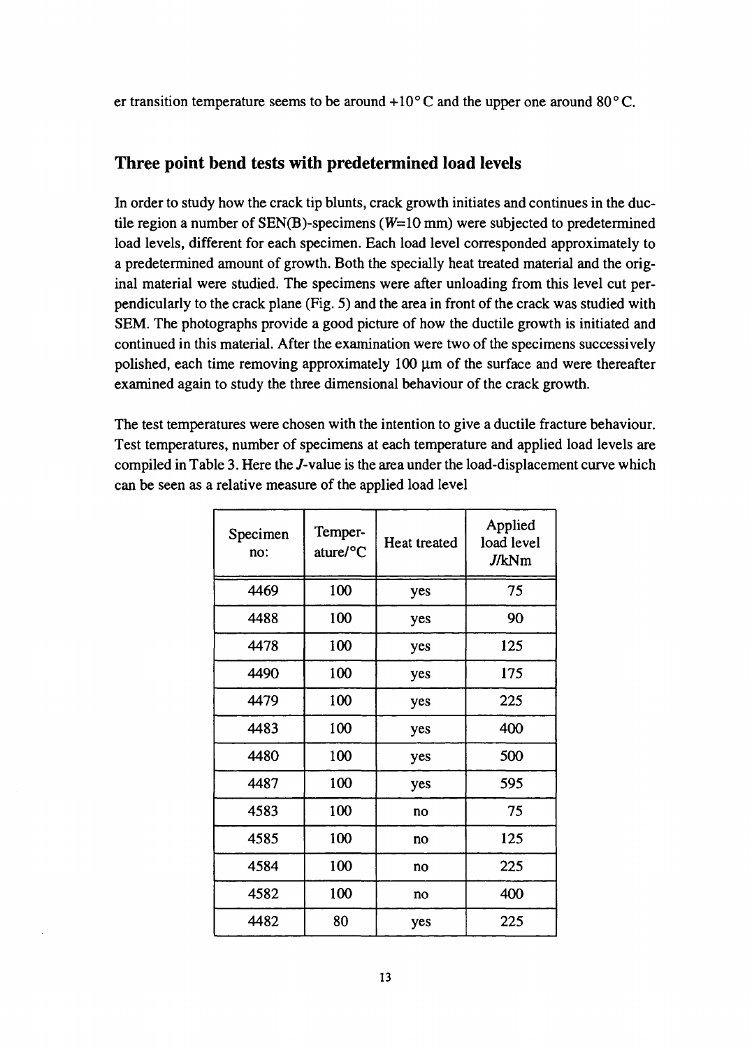er transition temperature seems to be around +10° C and the upper one around 80° C.

## Three point bend tests with predetermined load levels

In order to study how the crack tip blunts, crack growth initiates and continues in the ductile region a number of SEN(B)-specimens ($W$=10 mm) were subjected to predetermined load levels, different for each specimen. Each load level corresponded approximately to a predetermined amount of growth. Both the specially heat treated material and the original material were studied. The specimens were after unloading from this level cut perpendicularly to the crack plane (Fig. 5) and the area in front of the crack was studied with SEM. The photographs provide a good picture of how the ductile growth is initiated and continued in this material. After the examination were two of the specimens successively polished, each time removing approximately 100 μm of the surface and were thereafter examined again to study the three dimensional behaviour of the crack growth.

The test temperatures were chosen with the intention to give a ductile fracture behaviour. Test temperatures, number of specimens at each temperature and applied load levels are compiled in Table 3. Here the $J$-value is the area under the load-displacement curve which can be seen as a relative measure of the applied load level

| Specimen no: | Temperature/°C | Heat treated | Applied load level $J$/kNm |
|---|---|---|---|
| 4469 | 100 | yes | 75 |
| 4488 | 100 | yes | 90 |
| 4478 | 100 | yes | 125 |
| 4490 | 100 | yes | 175 |
| 4479 | 100 | yes | 225 |
| 4483 | 100 | yes | 400 |
| 4480 | 100 | yes | 500 |
| 4487 | 100 | yes | 595 |
| 4583 | 100 | no | 75 |
| 4585 | 100 | no | 125 |
| 4584 | 100 | no | 225 |
| 4582 | 100 | no | 400 |
| 4482 | 80 | yes | 225 |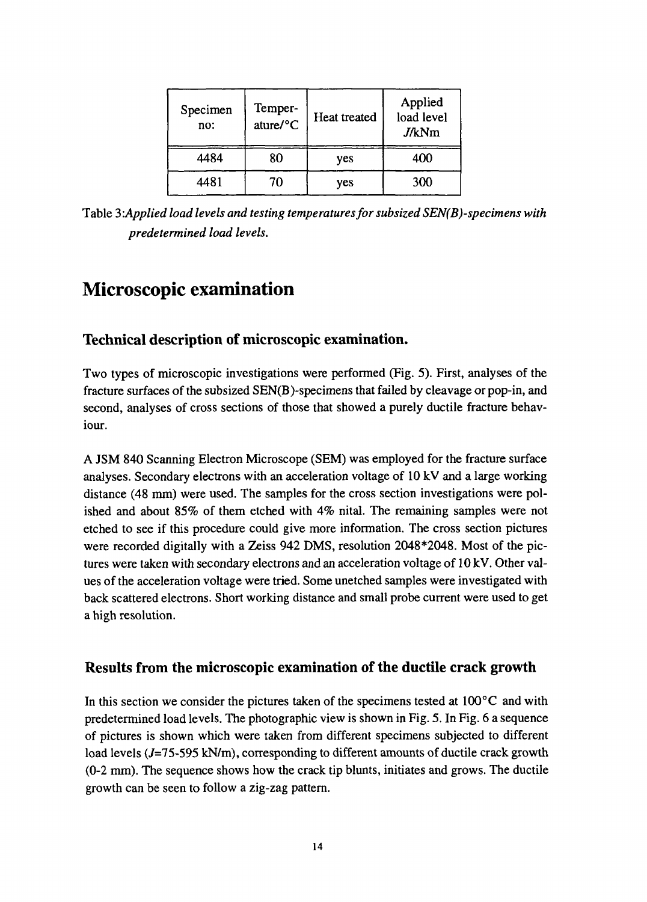| Specimen no: | Temper-ature/°C | Heat treated | Applied load level $J$/kNm |
|---|---|---|---|
| 4484 | 80 | yes | 400 |
| 4481 | 70 | yes | 300 |

Table 3:*Applied load levels and testing temperatures for subsized SEN(B)-specimens with predetermined load levels.*

# Microscopic examination

## Technical description of microscopic examination.

Two types of microscopic investigations were performed (Fig. 5). First, analyses of the fracture surfaces of the subsized SEN(B)-specimens that failed by cleavage or pop-in, and second, analyses of cross sections of those that showed a purely ductile fracture behaviour.

A JSM 840 Scanning Electron Microscope (SEM) was employed for the fracture surface analyses. Secondary electrons with an acceleration voltage of 10 kV and a large working distance (48 mm) were used. The samples for the cross section investigations were polished and about 85% of them etched with 4% nital. The remaining samples were not etched to see if this procedure could give more information. The cross section pictures were recorded digitally with a Zeiss 942 DMS, resolution 2048*2048. Most of the pictures were taken with secondary electrons and an acceleration voltage of 10 kV. Other values of the acceleration voltage were tried. Some unetched samples were investigated with back scattered electrons. Short working distance and small probe current were used to get a high resolution.

## Results from the microscopic examination of the ductile crack growth

In this section we consider the pictures taken of the specimens tested at 100°C and with predetermined load levels. The photographic view is shown in Fig. 5. In Fig. 6 a sequence of pictures is shown which were taken from different specimens subjected to different load levels ($J$=75-595 kN/m), corresponding to different amounts of ductile crack growth (0-2 mm). The sequence shows how the crack tip blunts, initiates and grows. The ductile growth can be seen to follow a zig-zag pattern.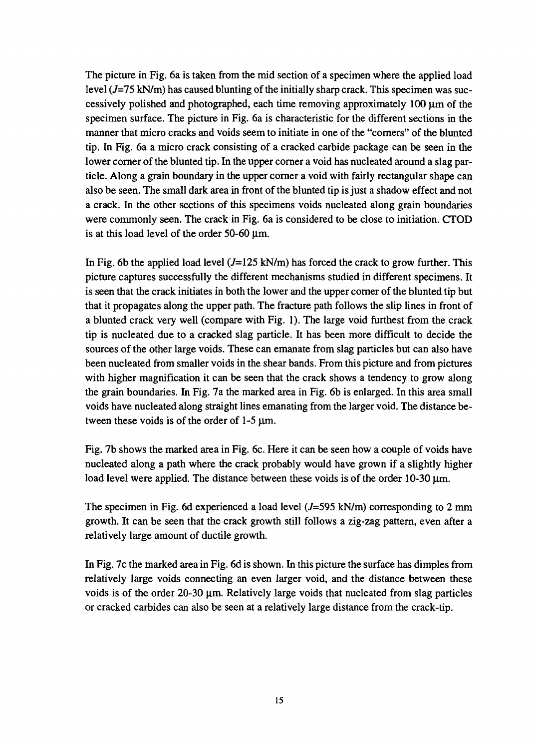The picture in Fig. 6a is taken from the mid section of a specimen where the applied load level ($J$=75 kN/m) has caused blunting of the initially sharp crack. This specimen was successively polished and photographed, each time removing approximately 100 μm of the specimen surface. The picture in Fig. 6a is characteristic for the different sections in the manner that micro cracks and voids seem to initiate in one of the "corners" of the blunted tip. In Fig. 6a a micro crack consisting of a cracked carbide package can be seen in the lower corner of the blunted tip. In the upper corner a void has nucleated around a slag particle. Along a grain boundary in the upper corner a void with fairly rectangular shape can also be seen. The small dark area in front of the blunted tip is just a shadow effect and not a crack. In the other sections of this specimens voids nucleated along grain boundaries were commonly seen. The crack in Fig. 6a is considered to be close to initiation. CTOD is at this load level of the order 50-60 μm.

In Fig. 6b the applied load level ($J$=125 kN/m) has forced the crack to grow further. This picture captures successfully the different mechanisms studied in different specimens. It is seen that the crack initiates in both the lower and the upper corner of the blunted tip but that it propagates along the upper path. The fracture path follows the slip lines in front of a blunted crack very well (compare with Fig. 1). The large void furthest from the crack tip is nucleated due to a cracked slag particle. It has been more difficult to decide the sources of the other large voids. These can emanate from slag particles but can also have been nucleated from smaller voids in the shear bands. From this picture and from pictures with higher magnification it can be seen that the crack shows a tendency to grow along the grain boundaries. In Fig. 7a the marked area in Fig. 6b is enlarged. In this area small voids have nucleated along straight lines emanating from the larger void. The distance between these voids is of the order of 1-5 μm.

Fig. 7b shows the marked area in Fig. 6c. Here it can be seen how a couple of voids have nucleated along a path where the crack probably would have grown if a slightly higher load level were applied. The distance between these voids is of the order 10-30 μm.

The specimen in Fig. 6d experienced a load level ($J$=595 kN/m) corresponding to 2 mm growth. It can be seen that the crack growth still follows a zig-zag pattern, even after a relatively large amount of ductile growth.

In Fig. 7c the marked area in Fig. 6d is shown. In this picture the surface has dimples from relatively large voids connecting an even larger void, and the distance between these voids is of the order 20-30 μm. Relatively large voids that nucleated from slag particles or cracked carbides can also be seen at a relatively large distance from the crack-tip.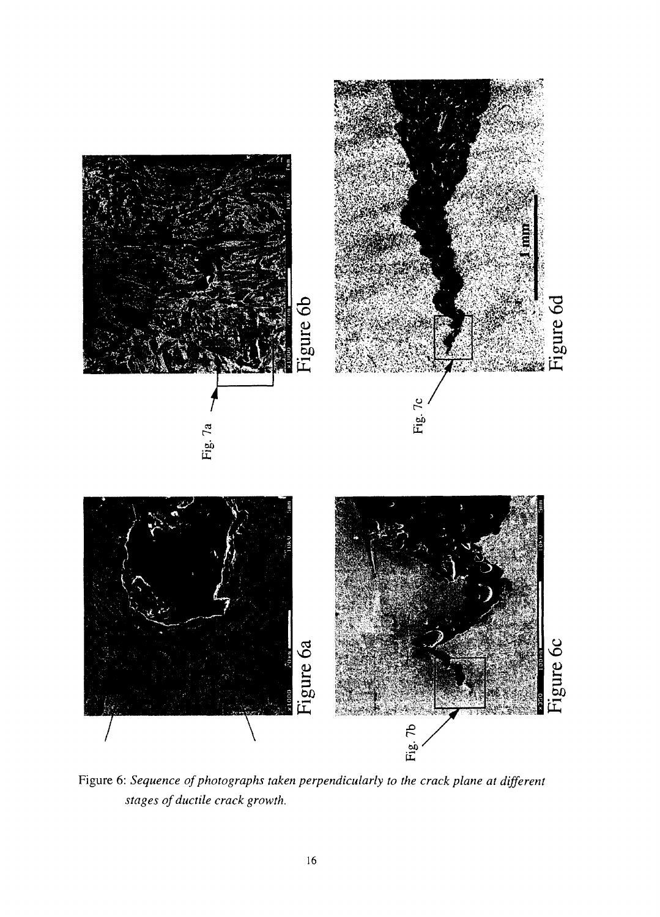Figure 6: *Sequence of photographs taken perpendicularly to the crack plane at different stages of ductile crack growth.*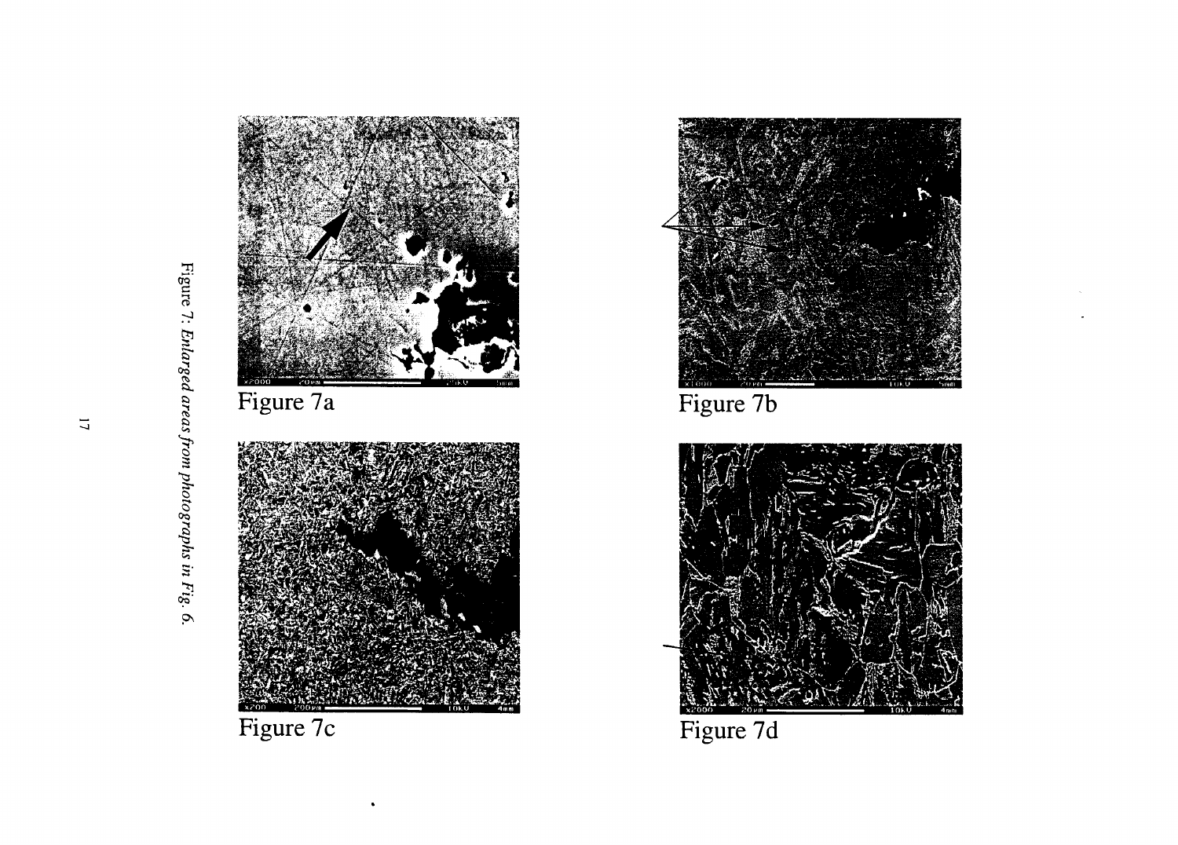Figure 7a

Figure 7b

Figure 7c

Figure 7d

*Figure 7: Enlarged areas from photographs in Fig. 6.*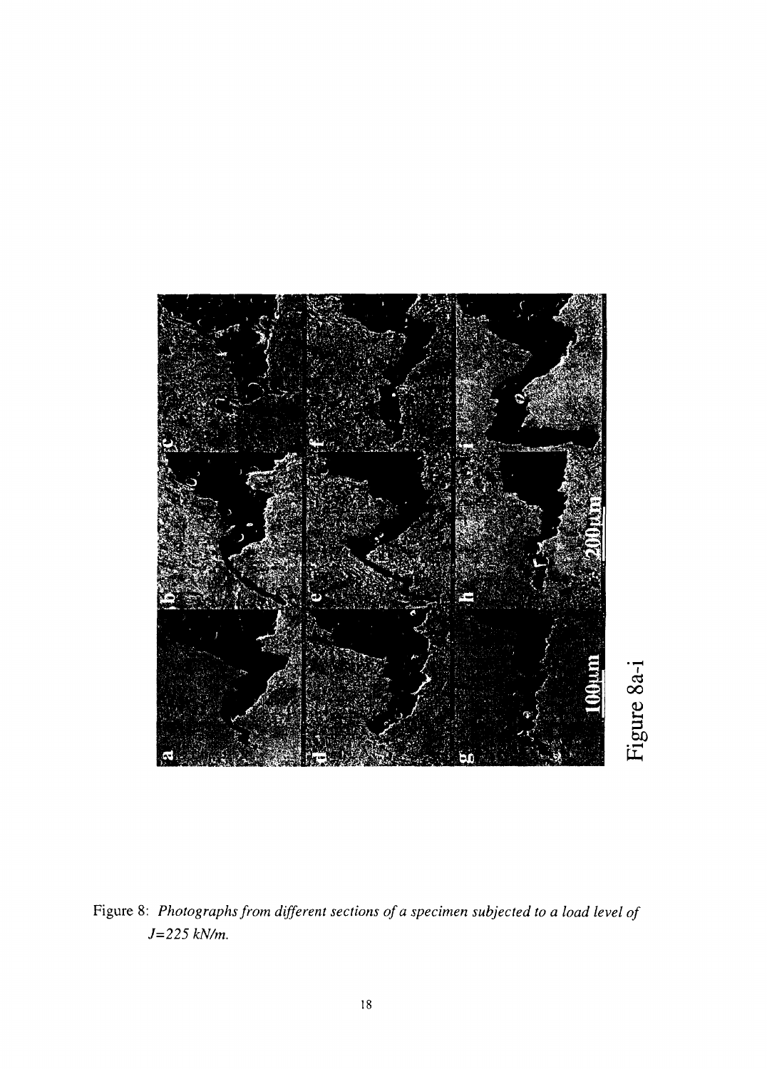Figure 8a-i

Figure 8: *Photographs from different sections of a specimen subjected to a load level of J=225 kN/m.*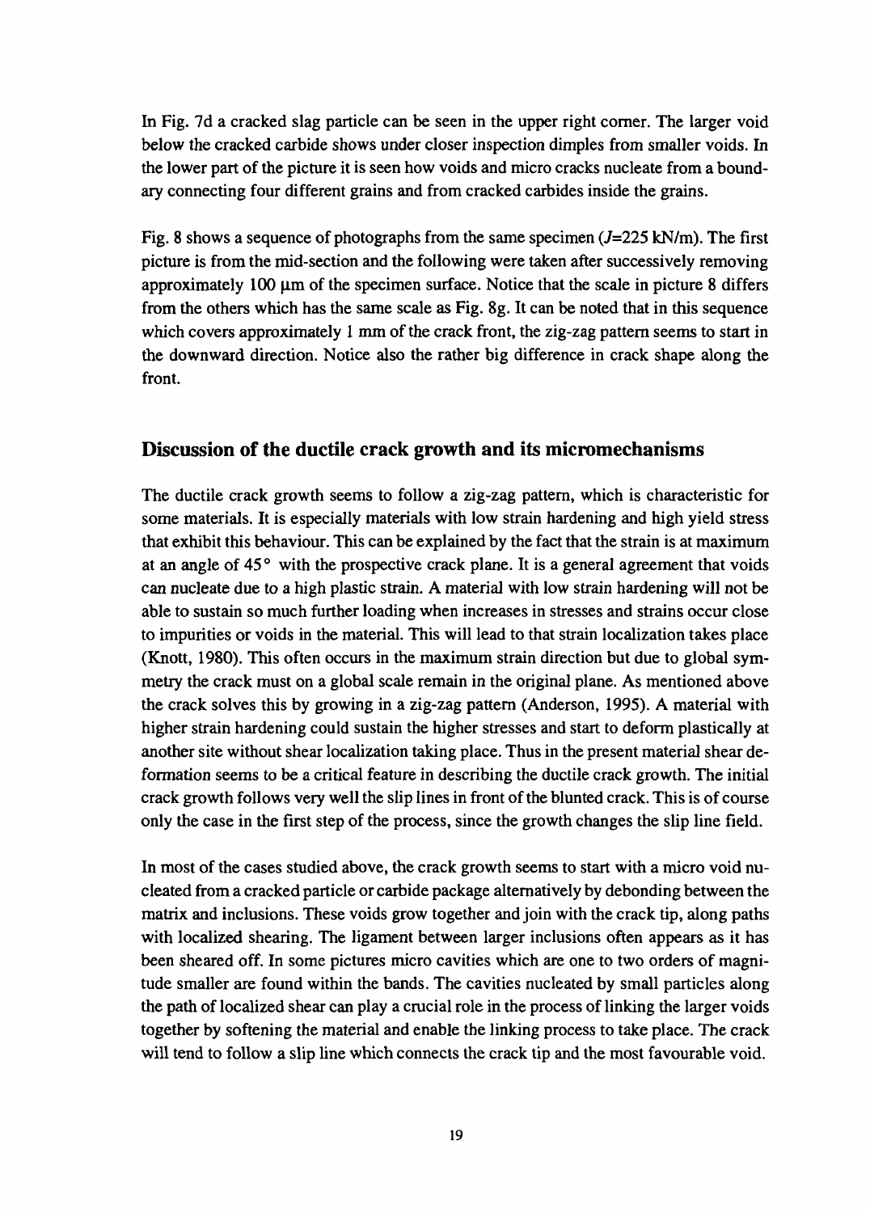In Fig. 7d a cracked slag particle can be seen in the upper right corner. The larger void below the cracked carbide shows under closer inspection dimples from smaller voids. In the lower part of the picture it is seen how voids and micro cracks nucleate from a boundary connecting four different grains and from cracked carbides inside the grains.

Fig. 8 shows a sequence of photographs from the same specimen ($J$=225 kN/m). The first picture is from the mid-section and the following were taken after successively removing approximately 100 µm of the specimen surface. Notice that the scale in picture 8 differs from the others which has the same scale as Fig. 8g. It can be noted that in this sequence which covers approximately 1 mm of the crack front, the zig-zag pattern seems to start in the downward direction. Notice also the rather big difference in crack shape along the front.

## Discussion of the ductile crack growth and its micromechanisms

The ductile crack growth seems to follow a zig-zag pattern, which is characteristic for some materials. It is especially materials with low strain hardening and high yield stress that exhibit this behaviour. This can be explained by the fact that the strain is at maximum at an angle of 45° with the prospective crack plane. It is a general agreement that voids can nucleate due to a high plastic strain. A material with low strain hardening will not be able to sustain so much further loading when increases in stresses and strains occur close to impurities or voids in the material. This will lead to that strain localization takes place (Knott, 1980). This often occurs in the maximum strain direction but due to global symmetry the crack must on a global scale remain in the original plane. As mentioned above the crack solves this by growing in a zig-zag pattern (Anderson, 1995). A material with higher strain hardening could sustain the higher stresses and start to deform plastically at another site without shear localization taking place. Thus in the present material shear deformation seems to be a critical feature in describing the ductile crack growth. The initial crack growth follows very well the slip lines in front of the blunted crack. This is of course only the case in the first step of the process, since the growth changes the slip line field.

In most of the cases studied above, the crack growth seems to start with a micro void nucleated from a cracked particle or carbide package alternatively by debonding between the matrix and inclusions. These voids grow together and join with the crack tip, along paths with localized shearing. The ligament between larger inclusions often appears as it has been sheared off. In some pictures micro cavities which are one to two orders of magnitude smaller are found within the bands. The cavities nucleated by small particles along the path of localized shear can play a crucial role in the process of linking the larger voids together by softening the material and enable the linking process to take place. The crack will tend to follow a slip line which connects the crack tip and the most favourable void.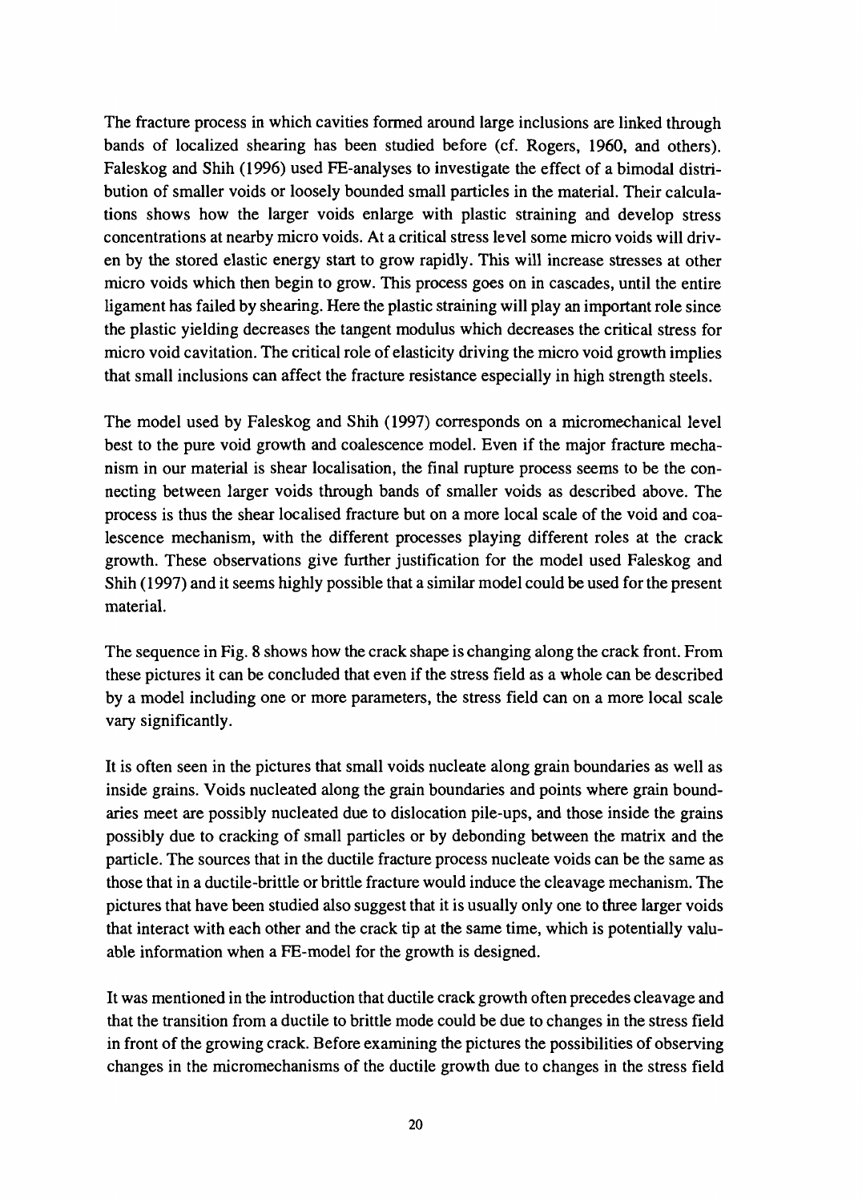The fracture process in which cavities formed around large inclusions are linked through bands of localized shearing has been studied before (cf. Rogers, 1960, and others). Faleskog and Shih (1996) used FE-analyses to investigate the effect of a bimodal distribution of smaller voids or loosely bounded small particles in the material. Their calculations shows how the larger voids enlarge with plastic straining and develop stress concentrations at nearby micro voids. At a critical stress level some micro voids will driven by the stored elastic energy start to grow rapidly. This will increase stresses at other micro voids which then begin to grow. This process goes on in cascades, until the entire ligament has failed by shearing. Here the plastic straining will play an important role since the plastic yielding decreases the tangent modulus which decreases the critical stress for micro void cavitation. The critical role of elasticity driving the micro void growth implies that small inclusions can affect the fracture resistance especially in high strength steels.

The model used by Faleskog and Shih (1997) corresponds on a micromechanical level best to the pure void growth and coalescence model. Even if the major fracture mechanism in our material is shear localisation, the final rupture process seems to be the connecting between larger voids through bands of smaller voids as described above. The process is thus the shear localised fracture but on a more local scale of the void and coalescence mechanism, with the different processes playing different roles at the crack growth. These observations give further justification for the model used Faleskog and Shih (1997) and it seems highly possible that a similar model could be used for the present material.

The sequence in Fig. 8 shows how the crack shape is changing along the crack front. From these pictures it can be concluded that even if the stress field as a whole can be described by a model including one or more parameters, the stress field can on a more local scale vary significantly.

It is often seen in the pictures that small voids nucleate along grain boundaries as well as inside grains. Voids nucleated along the grain boundaries and points where grain boundaries meet are possibly nucleated due to dislocation pile-ups, and those inside the grains possibly due to cracking of small particles or by debonding between the matrix and the particle. The sources that in the ductile fracture process nucleate voids can be the same as those that in a ductile-brittle or brittle fracture would induce the cleavage mechanism. The pictures that have been studied also suggest that it is usually only one to three larger voids that interact with each other and the crack tip at the same time, which is potentially valuable information when a FE-model for the growth is designed.

It was mentioned in the introduction that ductile crack growth often precedes cleavage and that the transition from a ductile to brittle mode could be due to changes in the stress field in front of the growing crack. Before examining the pictures the possibilities of observing changes in the micromechanisms of the ductile growth due to changes in the stress field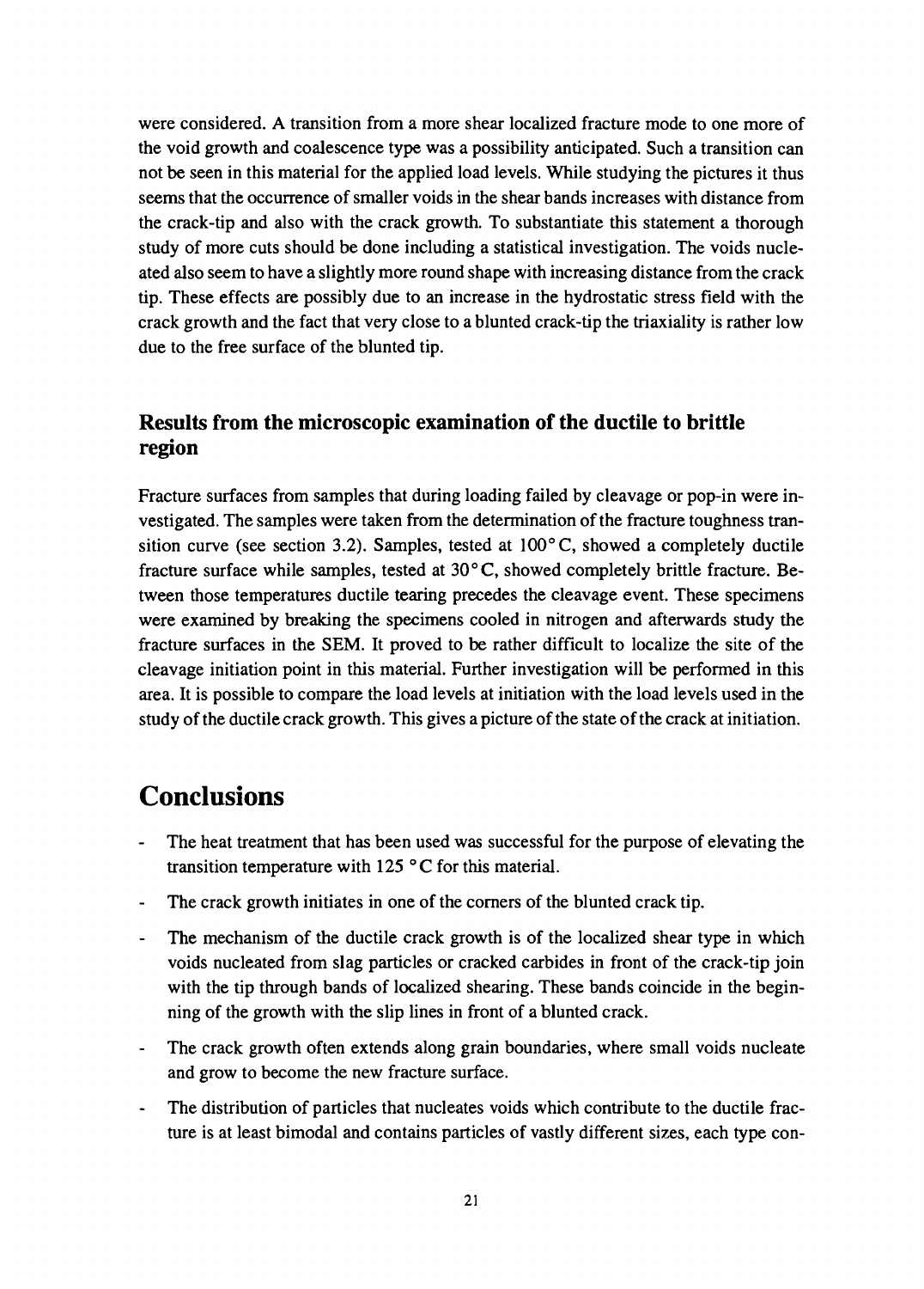were considered. A transition from a more shear localized fracture mode to one more of the void growth and coalescence type was a possibility anticipated. Such a transition can not be seen in this material for the applied load levels. While studying the pictures it thus seems that the occurrence of smaller voids in the shear bands increases with distance from the crack-tip and also with the crack growth. To substantiate this statement a thorough study of more cuts should be done including a statistical investigation. The voids nucleated also seem to have a slightly more round shape with increasing distance from the crack tip. These effects are possibly due to an increase in the hydrostatic stress field with the crack growth and the fact that very close to a blunted crack-tip the triaxiality is rather low due to the free surface of the blunted tip.

### Results from the microscopic examination of the ductile to brittle region

Fracture surfaces from samples that during loading failed by cleavage or pop-in were investigated. The samples were taken from the determination of the fracture toughness transition curve (see section 3.2). Samples, tested at 100° C, showed a completely ductile fracture surface while samples, tested at 30° C, showed completely brittle fracture. Between those temperatures ductile tearing precedes the cleavage event. These specimens were examined by breaking the specimens cooled in nitrogen and afterwards study the fracture surfaces in the SEM. It proved to be rather difficult to localize the site of the cleavage initiation point in this material. Further investigation will be performed in this area. It is possible to compare the load levels at initiation with the load levels used in the study of the ductile crack growth. This gives a picture of the state of the crack at initiation.

## Conclusions

- The heat treatment that has been used was successful for the purpose of elevating the transition temperature with 125 ° C for this material.
- The crack growth initiates in one of the corners of the blunted crack tip.
- The mechanism of the ductile crack growth is of the localized shear type in which voids nucleated from slag particles or cracked carbides in front of the crack-tip join with the tip through bands of localized shearing. These bands coincide in the beginning of the growth with the slip lines in front of a blunted crack.
- The crack growth often extends along grain boundaries, where small voids nucleate and grow to become the new fracture surface.
- The distribution of particles that nucleates voids which contribute to the ductile fracture is at least bimodal and contains particles of vastly different sizes, each type con-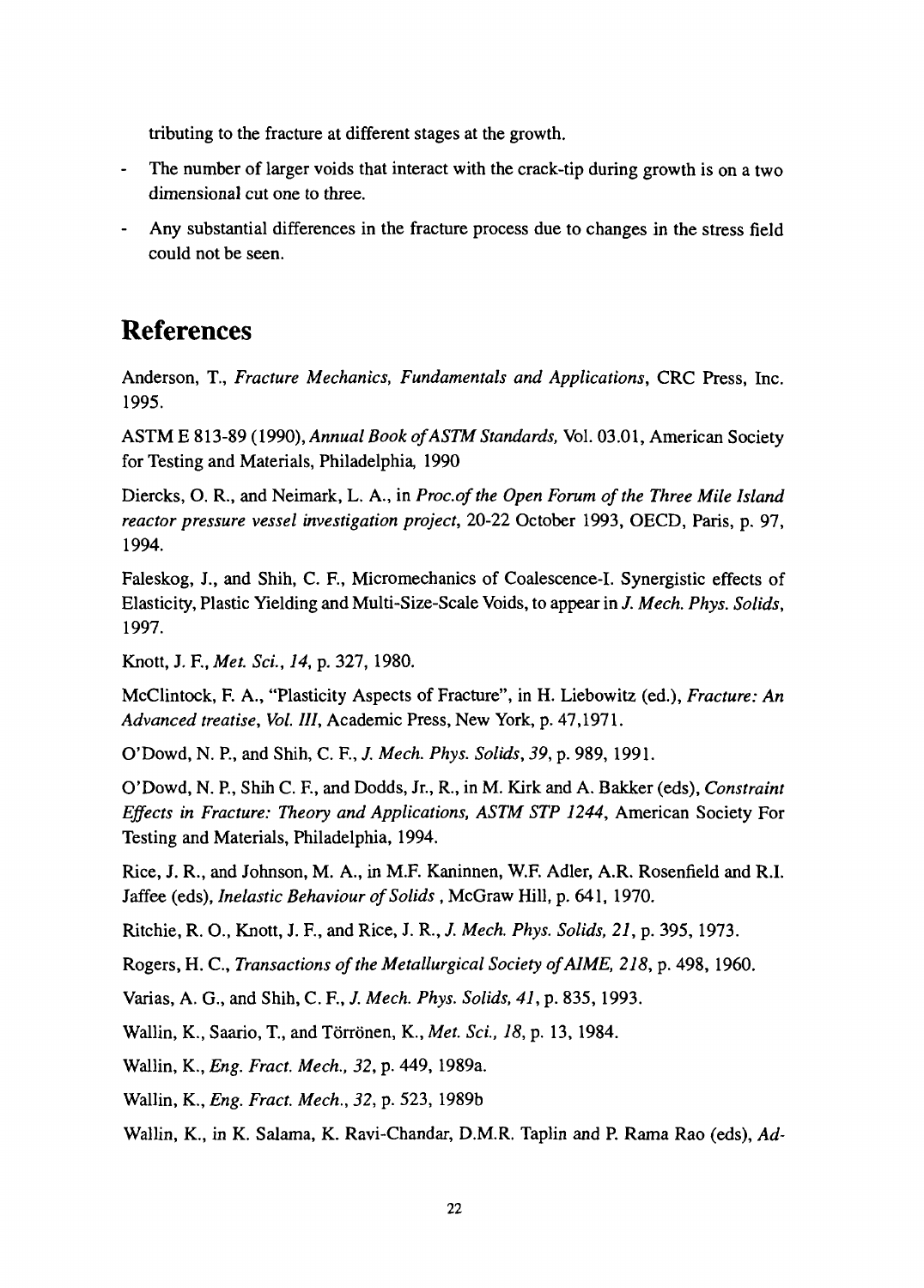tributing to the fracture at different stages at the growth.

- The number of larger voids that interact with the crack-tip during growth is on a two dimensional cut one to three.
- Any substantial differences in the fracture process due to changes in the stress field could not be seen.

# References

Anderson, T., *Fracture Mechanics, Fundamentals and Applications*, CRC Press, Inc. 1995.

ASTM E 813-89 (1990), *Annual Book of ASTM Standards*, Vol. 03.01, American Society for Testing and Materials, Philadelphia, 1990

Diercks, O. R., and Neimark, L. A., in *Proc.of the Open Forum of the Three Mile Island reactor pressure vessel investigation project*, 20-22 October 1993, OECD, Paris, p. 97, 1994.

Faleskog, J., and Shih, C. F., Micromechanics of Coalescence-I. Synergistic effects of Elasticity, Plastic Yielding and Multi-Size-Scale Voids, to appear in *J. Mech. Phys. Solids*, 1997.

Knott, J. F., *Met. Sci., 14*, p. 327, 1980.

McClintock, F. A., "Plasticity Aspects of Fracture", in H. Liebowitz (ed.), *Fracture: An Advanced treatise, Vol. III*, Academic Press, New York, p. 47,1971.

O'Dowd, N. P., and Shih, C. F., *J. Mech. Phys. Solids, 39*, p. 989, 1991.

O'Dowd, N. P., Shih C. F., and Dodds, Jr., R., in M. Kirk and A. Bakker (eds), *Constraint Effects in Fracture: Theory and Applications, ASTM STP 1244*, American Society For Testing and Materials, Philadelphia, 1994.

Rice, J. R., and Johnson, M. A., in M.F. Kaninnen, W.F. Adler, A.R. Rosenfield and R.I. Jaffee (eds), *Inelastic Behaviour of Solids* , McGraw Hill, p. 641, 1970.

Ritchie, R. O., Knott, J. F., and Rice, J. R., *J. Mech. Phys. Solids, 21*, p. 395, 1973.

Rogers, H. C., *Transactions of the Metallurgical Society of AIME, 218*, p. 498, 1960.

Varias, A. G., and Shih, C. F., *J. Mech. Phys. Solids, 41*, p. 835, 1993.

Wallin, K., Saario, T., and Törrönen, K., *Met. Sci., 18*, p. 13, 1984.

Wallin, K., *Eng. Fract. Mech., 32*, p. 449, 1989a.

Wallin, K., *Eng. Fract. Mech., 32*, p. 523, 1989b

Wallin, K., in K. Salama, K. Ravi-Chandar, D.M.R. Taplin and P. Rama Rao (eds), *Ad-*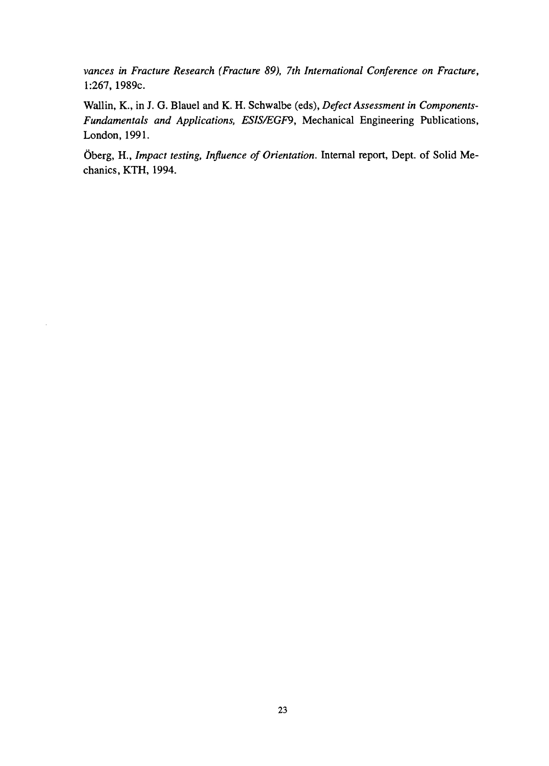*vances in Fracture Research (Fracture 89), 7th International Conference on Fracture,* 1:267, 1989c.

Wallin, K., in J. G. Blauel and K. H. Schwalbe (eds), *Defect Assessment in Components-Fundamentals and Applications, ESIS/EGF9*, Mechanical Engineering Publications, London, 1991.

Öberg, H., *Impact testing, Influence of Orientation*. Internal report, Dept. of Solid Mechanics, KTH, 1994.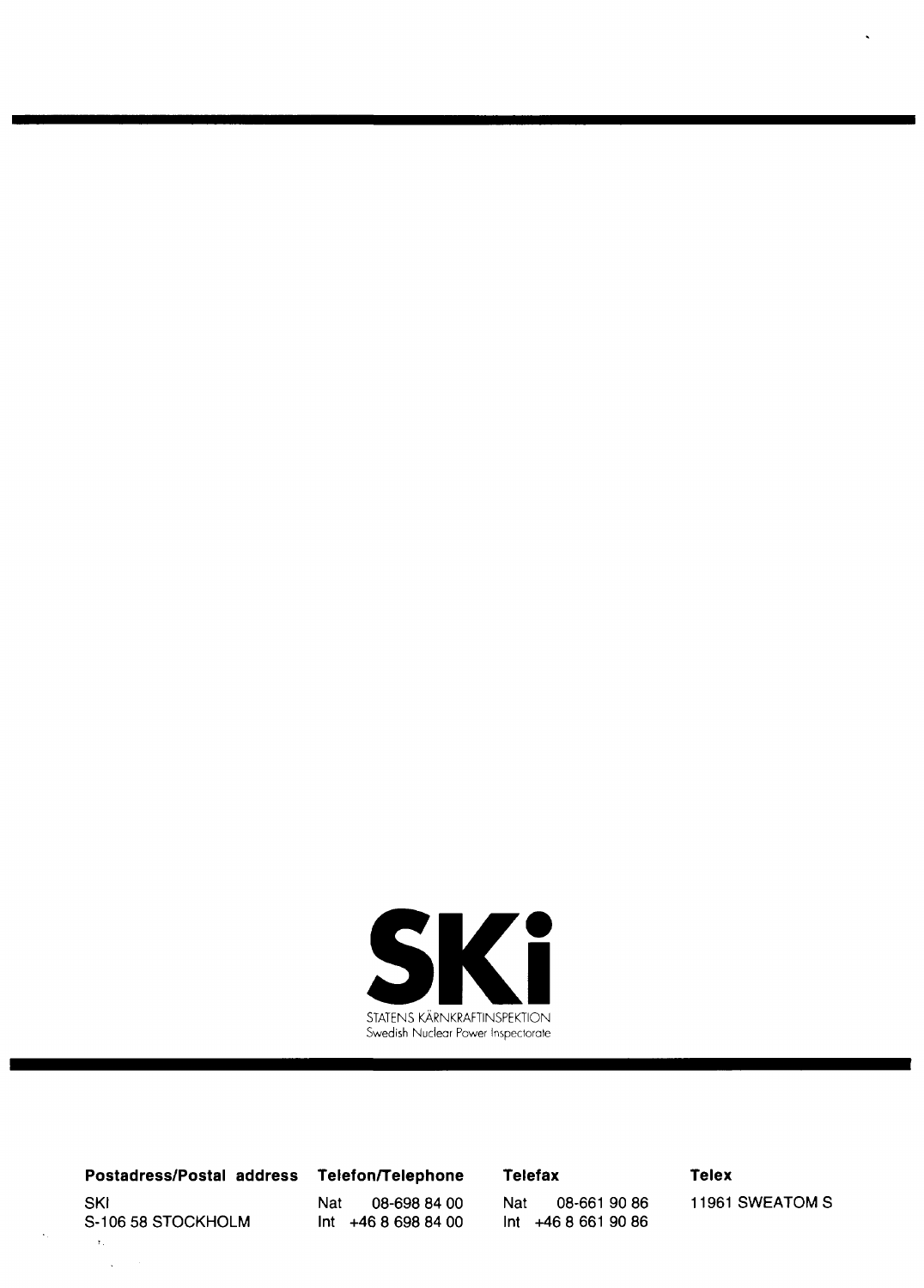**SKi**

STATENS KÄRNKRAFTINSPEKTION
Swedish Nuclear Power Inspectorate

| Postadress/Postal address | Telefon/Telephone | Telefax | Telex |
|---|---|---|---|
| SKI<br>S-106 58 STOCKHOLM | Nat 08-698 84 00<br>Int +46 8 698 84 00 | Nat 08-661 90 86<br>Int +46 8 661 90 86 | 11961 SWEATOM S |